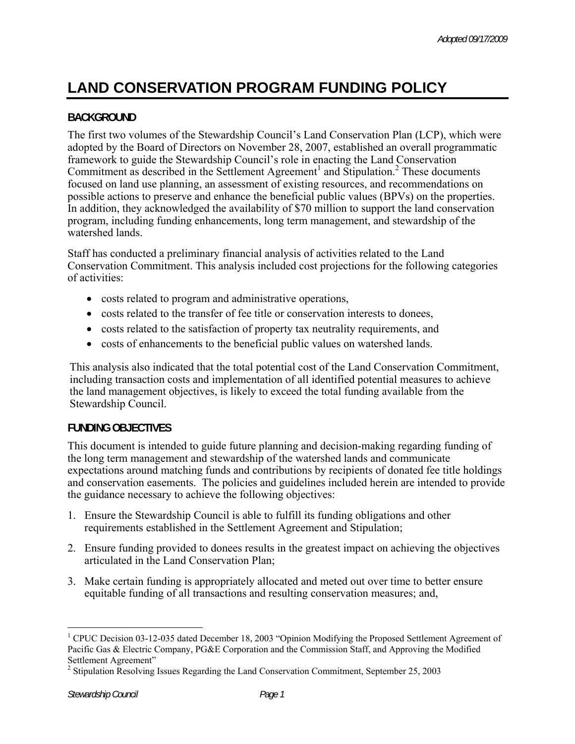Adopted 09/17/2009

# LAND CONSERVATION PROGRAM FUNDING POLICY

## BACKGROUND

The first two volumes of the Stewardship Council's Land Conservation Plan (LCP), which were adopted by the Board of Directors on November 28, 2007, established an overall programmatic framework to guide the Stewardship Council's role in enacting the Land Conservation Commitment as described in the Settlement Agreement[1] and Stipulation.[2] These documents focused on land use planning, an assessment of existing resources, and recommendations on possible actions to preserve and enhance the beneficial public values (BPVs) on the properties. In addition, they acknowledged the availability of $70 million to support the land conservation program, including funding enhancements, long term management, and stewardship of the watershed lands.

Staff has conducted a preliminary financial analysis of activities related to the Land Conservation Commitment. This analysis included cost projections for the following categories of activities:

- costs related to program and administrative operations,
- costs related to the transfer of fee title or conservation interests to donees,
- costs related to the satisfaction of property tax neutrality requirements, and
- costs of enhancements to the beneficial public values on watershed lands.

This analysis also indicated that the total potential cost of the Land Conservation Commitment, including transaction costs and implementation of all identified potential measures to achieve the land management objectives, is likely to exceed the total funding available from the Stewardship Council.

## FUNDING OBJECTIVES

This document is intended to guide future planning and decision-making regarding funding of the long term management and stewardship of the watershed lands and communicate expectations around matching funds and contributions by recipients of donated fee title holdings and conservation easements. The policies and guidelines included herein are intended to provide the guidance necessary to achieve the following objectives:

1. Ensure the Stewardship Council is able to fulfill its funding obligations and other requirements established in the Settlement Agreement and Stipulation;
2. Ensure funding provided to donees results in the greatest impact on achieving the objectives articulated in the Land Conservation Plan;
3. Make certain funding is appropriately allocated and meted out over time to better ensure equitable funding of all transactions and resulting conservation measures; and,

---

[1] CPUC Decision 03-12-035 dated December 18, 2003 "Opinion Modifying the Proposed Settlement Agreement of Pacific Gas & Electric Company, PG&E Corporation and the Commission Staff, and Approving the Modified Settlement Agreement"

[2] Stipulation Resolving Issues Regarding the Land Conservation Commitment, September 25, 2003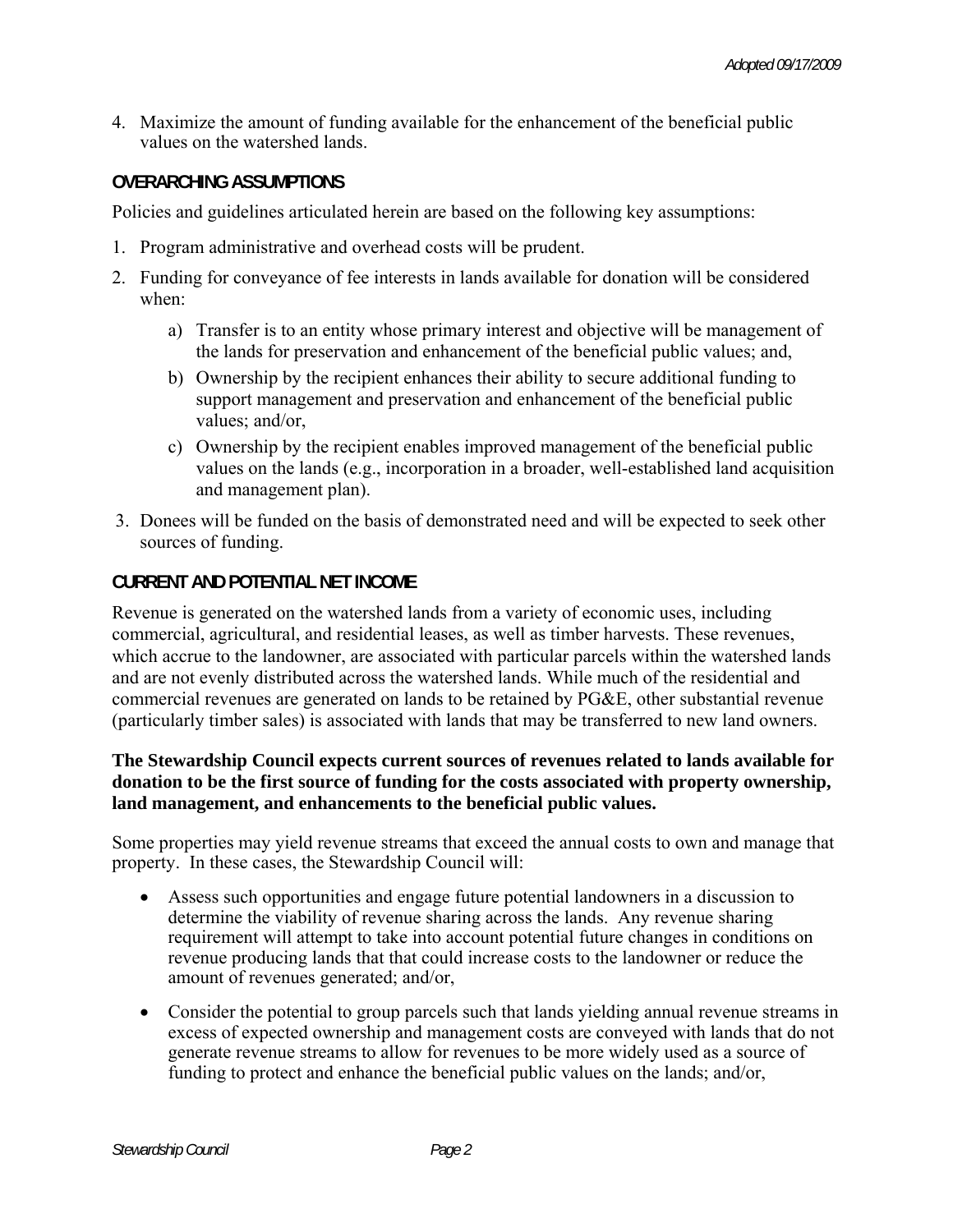4. Maximize the amount of funding available for the enhancement of the beneficial public values on the watershed lands.

## OVERARCHING ASSUMPTIONS

Policies and guidelines articulated herein are based on the following key assumptions:

1. Program administrative and overhead costs will be prudent.
2. Funding for conveyance of fee interests in lands available for donation will be considered when:
   a) Transfer is to an entity whose primary interest and objective will be management of the lands for preservation and enhancement of the beneficial public values; and,
   b) Ownership by the recipient enhances their ability to secure additional funding to support management and preservation and enhancement of the beneficial public values; and/or,
   c) Ownership by the recipient enables improved management of the beneficial public values on the lands (e.g., incorporation in a broader, well-established land acquisition and management plan).
3. Donees will be funded on the basis of demonstrated need and will be expected to seek other sources of funding.

## CURRENT AND POTENTIAL NET INCOME

Revenue is generated on the watershed lands from a variety of economic uses, including commercial, agricultural, and residential leases, as well as timber harvests. These revenues, which accrue to the landowner, are associated with particular parcels within the watershed lands and are not evenly distributed across the watershed lands. While much of the residential and commercial revenues are generated on lands to be retained by PG&E, other substantial revenue (particularly timber sales) is associated with lands that may be transferred to new land owners.

**The Stewardship Council expects current sources of revenues related to lands available for donation to be the first source of funding for the costs associated with property ownership, land management, and enhancements to the beneficial public values.**

Some properties may yield revenue streams that exceed the annual costs to own and manage that property. In these cases, the Stewardship Council will:

- Assess such opportunities and engage future potential landowners in a discussion to determine the viability of revenue sharing across the lands. Any revenue sharing requirement will attempt to take into account potential future changes in conditions on revenue producing lands that that could increase costs to the landowner or reduce the amount of revenues generated; and/or,
- Consider the potential to group parcels such that lands yielding annual revenue streams in excess of expected ownership and management costs are conveyed with lands that do not generate revenue streams to allow for revenues to be more widely used as a source of funding to protect and enhance the beneficial public values on the lands; and/or,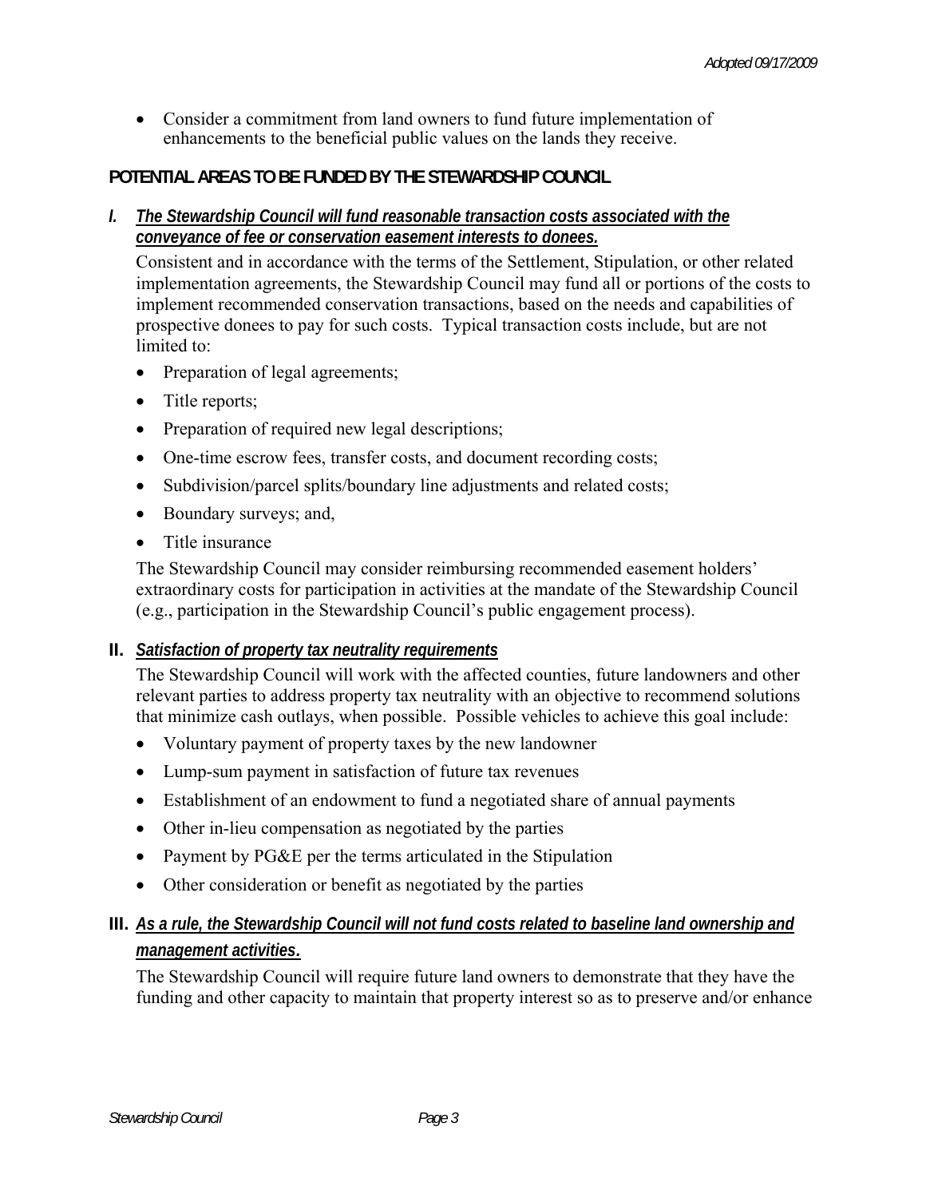- Consider a commitment from land owners to fund future implementation of enhancements to the beneficial public values on the lands they receive.

## POTENTIAL AREAS TO BE FUNDED BY THE STEWARDSHIP COUNCIL

### I. *The Stewardship Council will fund reasonable transaction costs associated with the conveyance of fee or conservation easement interests to donees.*

Consistent and in accordance with the terms of the Settlement, Stipulation, or other related implementation agreements, the Stewardship Council may fund all or portions of the costs to implement recommended conservation transactions, based on the needs and capabilities of prospective donees to pay for such costs. Typical transaction costs include, but are not limited to:

- Preparation of legal agreements;
- Title reports;
- Preparation of required new legal descriptions;
- One-time escrow fees, transfer costs, and document recording costs;
- Subdivision/parcel splits/boundary line adjustments and related costs;
- Boundary surveys; and,
- Title insurance

The Stewardship Council may consider reimbursing recommended easement holders' extraordinary costs for participation in activities at the mandate of the Stewardship Council (e.g., participation in the Stewardship Council's public engagement process).

### II. *Satisfaction of property tax neutrality requirements*

The Stewardship Council will work with the affected counties, future landowners and other relevant parties to address property tax neutrality with an objective to recommend solutions that minimize cash outlays, when possible. Possible vehicles to achieve this goal include:

- Voluntary payment of property taxes by the new landowner
- Lump-sum payment in satisfaction of future tax revenues
- Establishment of an endowment to fund a negotiated share of annual payments
- Other in-lieu compensation as negotiated by the parties
- Payment by PG&E per the terms articulated in the Stipulation
- Other consideration or benefit as negotiated by the parties

### III. *As a rule, the Stewardship Council will not fund costs related to baseline land ownership and management activities.*

The Stewardship Council will require future land owners to demonstrate that they have the funding and other capacity to maintain that property interest so as to preserve and/or enhance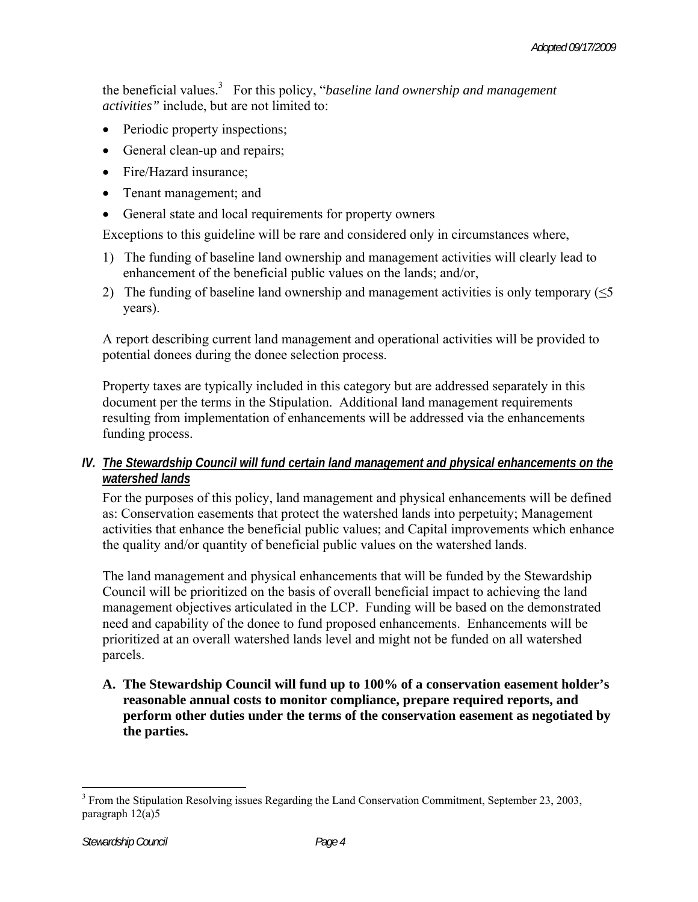the beneficial values.[3] For this policy, "*baseline land ownership and management activities"* include, but are not limited to:

- Periodic property inspections;
- General clean-up and repairs;
- Fire/Hazard insurance;
- Tenant management; and
- General state and local requirements for property owners

Exceptions to this guideline will be rare and considered only in circumstances where,

1) The funding of baseline land ownership and management activities will clearly lead to enhancement of the beneficial public values on the lands; and/or,
2) The funding of baseline land ownership and management activities is only temporary (≤5 years).

A report describing current land management and operational activities will be provided to potential donees during the donee selection process.

Property taxes are typically included in this category but are addressed separately in this document per the terms in the Stipulation. Additional land management requirements resulting from implementation of enhancements will be addressed via the enhancements funding process.

## *IV. The Stewardship Council will fund certain land management and physical enhancements on the watershed lands*

For the purposes of this policy, land management and physical enhancements will be defined as: Conservation easements that protect the watershed lands into perpetuity; Management activities that enhance the beneficial public values; and Capital improvements which enhance the quality and/or quantity of beneficial public values on the watershed lands.

The land management and physical enhancements that will be funded by the Stewardship Council will be prioritized on the basis of overall beneficial impact to achieving the land management objectives articulated in the LCP. Funding will be based on the demonstrated need and capability of the donee to fund proposed enhancements. Enhancements will be prioritized at an overall watershed lands level and might not be funded on all watershed parcels.

**A. The Stewardship Council will fund up to 100% of a conservation easement holder's reasonable annual costs to monitor compliance, prepare required reports, and perform other duties under the terms of the conservation easement as negotiated by the parties.**

---

[3] From the Stipulation Resolving issues Regarding the Land Conservation Commitment, September 23, 2003, paragraph 12(a)5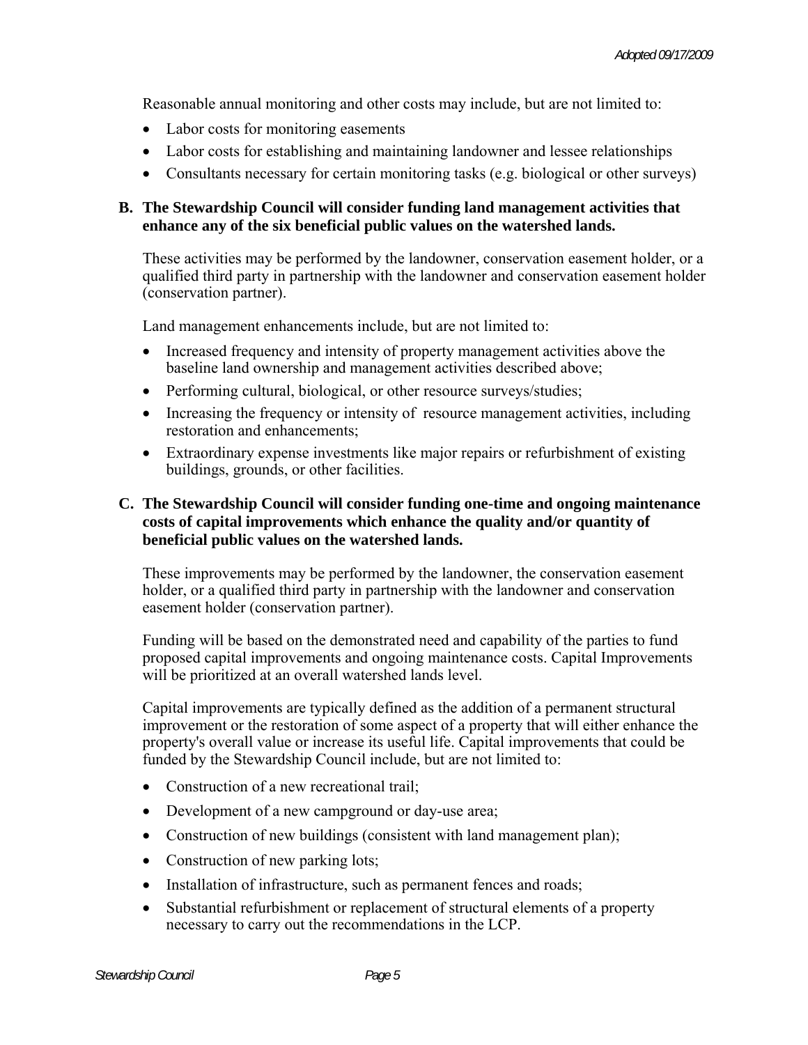Reasonable annual monitoring and other costs may include, but are not limited to:

- Labor costs for monitoring easements
- Labor costs for establishing and maintaining landowner and lessee relationships
- Consultants necessary for certain monitoring tasks (e.g. biological or other surveys)

**B. The Stewardship Council will consider funding land management activities that enhance any of the six beneficial public values on the watershed lands.**

These activities may be performed by the landowner, conservation easement holder, or a qualified third party in partnership with the landowner and conservation easement holder (conservation partner).

Land management enhancements include, but are not limited to:

- Increased frequency and intensity of property management activities above the baseline land ownership and management activities described above;
- Performing cultural, biological, or other resource surveys/studies;
- Increasing the frequency or intensity of resource management activities, including restoration and enhancements;
- Extraordinary expense investments like major repairs or refurbishment of existing buildings, grounds, or other facilities.

**C. The Stewardship Council will consider funding one-time and ongoing maintenance costs of capital improvements which enhance the quality and/or quantity of beneficial public values on the watershed lands.**

These improvements may be performed by the landowner, the conservation easement holder, or a qualified third party in partnership with the landowner and conservation easement holder (conservation partner).

Funding will be based on the demonstrated need and capability of the parties to fund proposed capital improvements and ongoing maintenance costs. Capital Improvements will be prioritized at an overall watershed lands level.

Capital improvements are typically defined as the addition of a permanent structural improvement or the restoration of some aspect of a property that will either enhance the property's overall value or increase its useful life. Capital improvements that could be funded by the Stewardship Council include, but are not limited to:

- Construction of a new recreational trail;
- Development of a new campground or day-use area;
- Construction of new buildings (consistent with land management plan);
- Construction of new parking lots;
- Installation of infrastructure, such as permanent fences and roads;
- Substantial refurbishment or replacement of structural elements of a property necessary to carry out the recommendations in the LCP.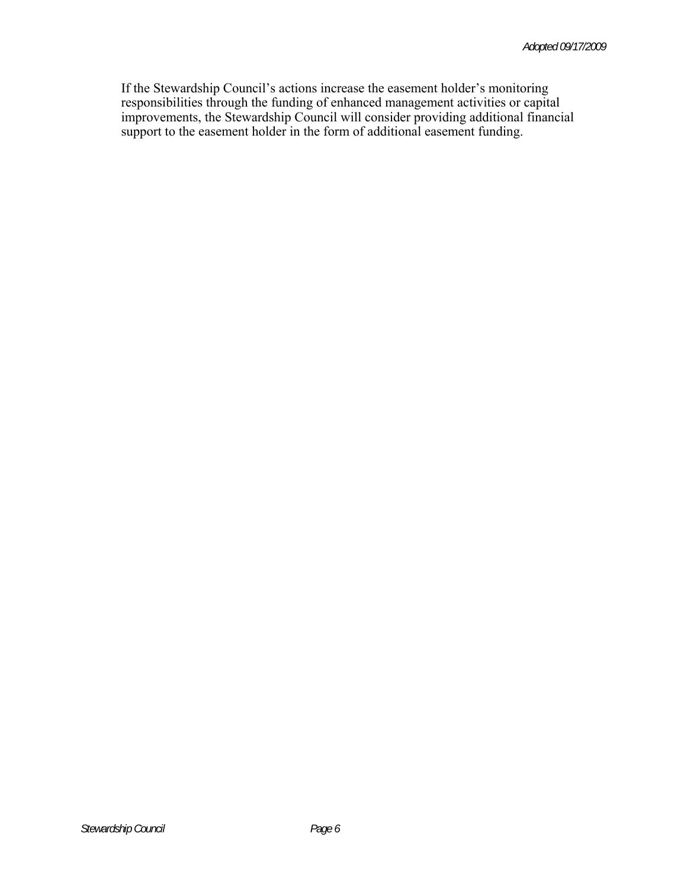If the Stewardship Council's actions increase the easement holder's monitoring responsibilities through the funding of enhanced management activities or capital improvements, the Stewardship Council will consider providing additional financial support to the easement holder in the form of additional easement funding.